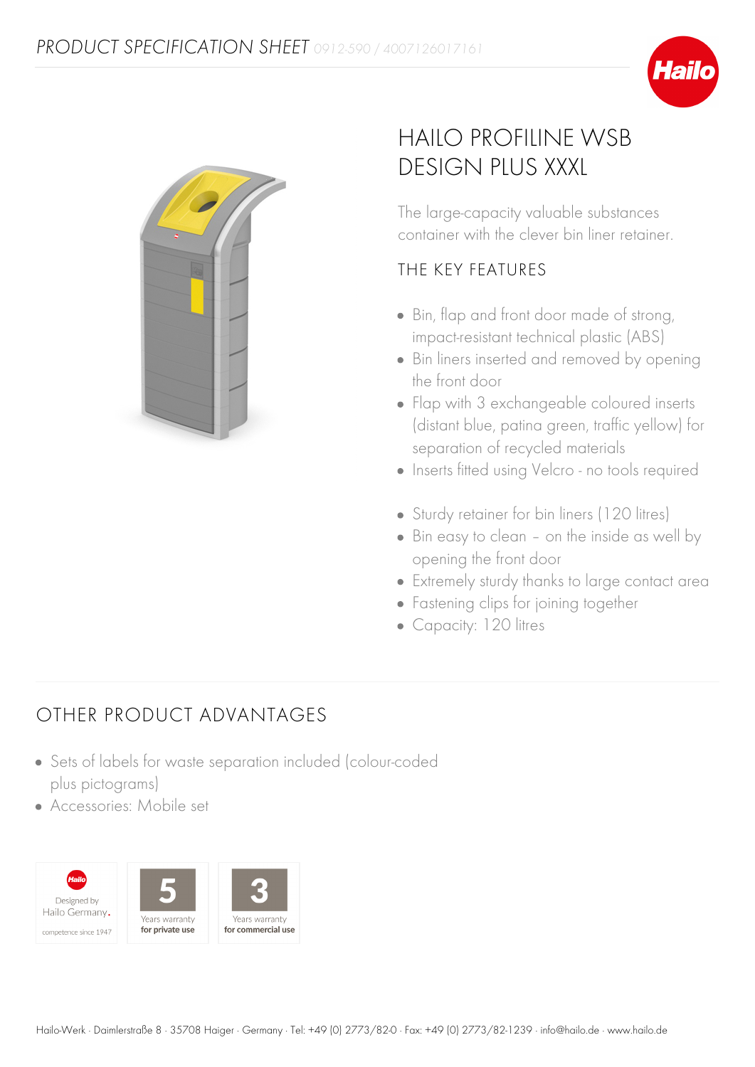PRODUCT SPECIFICATION SHEET 0912-590 / 4007126017161

# HAILO PROFILINE WSB DESIGN PLUS XXXL

The large-capacity valuable substances container with the clever bin liner retainer.

## THE KEY FEATURES

- Bin, flap and front door made of strong, impact-resistant technical plastic (ABS)
- Bin liners inserted and removed by opening the front door
- Flap with 3 exchangeable coloured inserts (distant blue, patina green, traffic yellow) for separation of recycled materials
- Inserts fitted using Velcro - no tools required

- Sturdy retainer for bin liners (120 litres)
- Bin easy to clean – on the inside as well by opening the front door
- Extremely sturdy thanks to large contact area
- Fastening clips for joining together
- Capacity: 120 litres

## OTHER PRODUCT ADVANTAGES

- Sets of labels for waste separation included (colour-coded plus pictograms)
- Accessories: Mobile set

Designed by Hailo Germany. competence since 1947

5 Years warranty for private use

3 Years warranty for commercial use

Hailo-Werk · Daimlerstraße 8 · 35708 Haiger · Germany · Tel: +49 (0) 2773/82-0 · Fax: +49 (0) 2773/82-1239 · info@hailo.de · www.hailo.de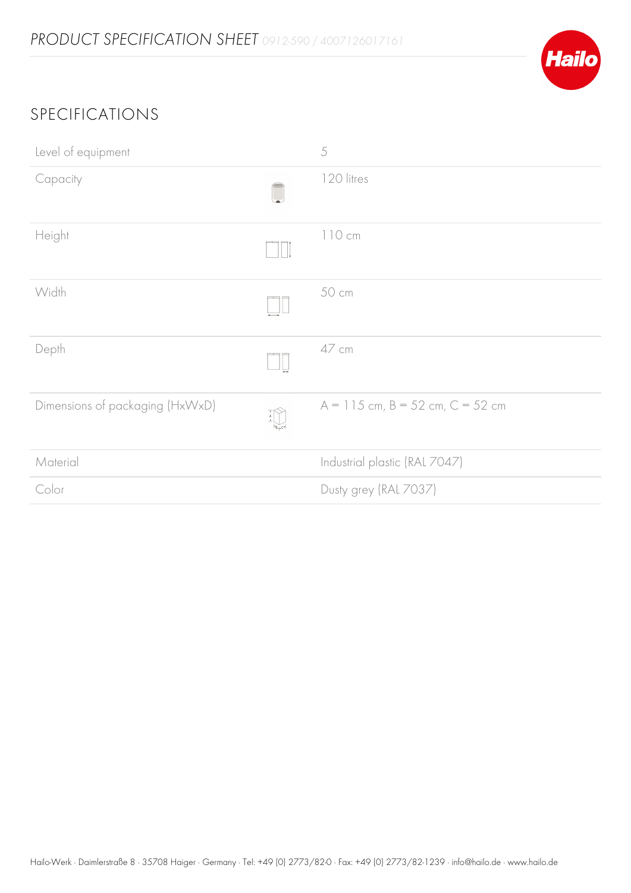# PRODUCT SPECIFICATION SHEET 0912-590 / 4007126017161

## SPECIFICATIONS

| | |
|---|---|
| Level of equipment | 5 |
| Capacity | 120 litres |
| Height | 110 cm |
| Width | 50 cm |
| Depth | 47 cm |
| Dimensions of packaging (HxWxD) | A = 115 cm, B = 52 cm, C = 52 cm |
| Material | Industrial plastic (RAL 7047) |
| Color | Dusty grey (RAL 7037) |

Hailo-Werk · Daimlerstraße 8 · 35708 Haiger · Germany · Tel: +49 (0) 2773/82-0 · Fax: +49 (0) 2773/82-1239 · info@hailo.de · www.hailo.de